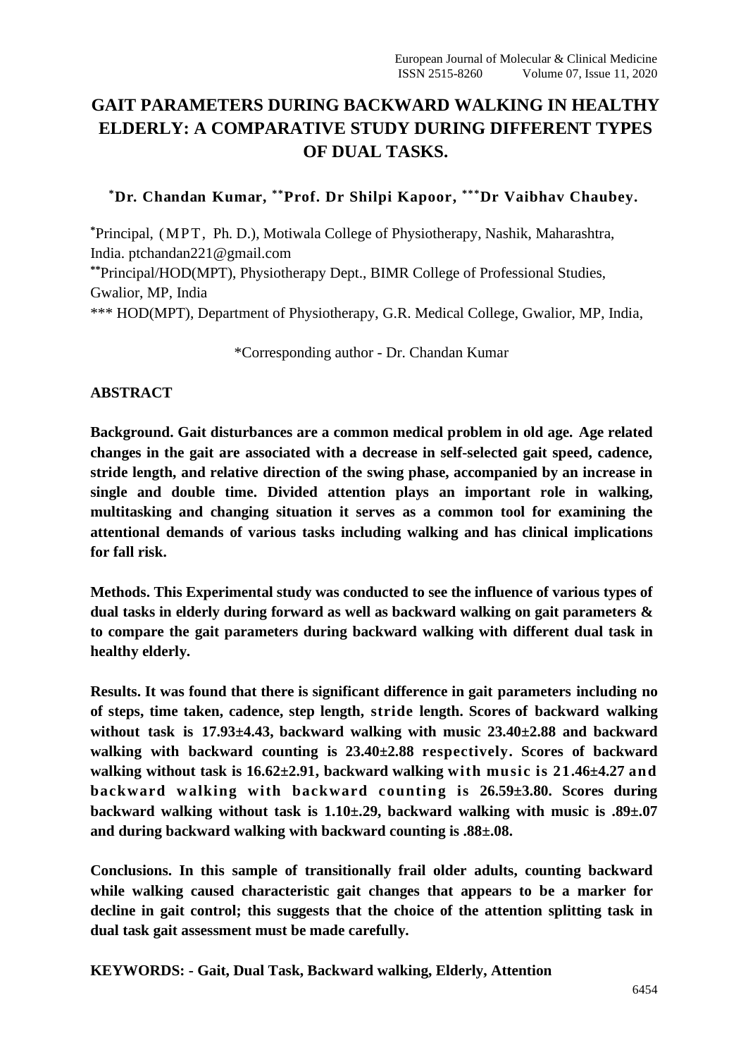# GAIT PARAMETERS DURING BACKWARD WALKING IN HEALTHY ELDERLY: A COMPARATIVE STUDY DURING DIFFERENT TYPES OF DUAL TASKS.

**[*]Dr. Chandan Kumar, [**]Prof. Dr Shilpi Kapoor, [***]Dr Vaibhav Chaubey.**

[*]Principal, (MPT, Ph. D.), Motiwala College of Physiotherapy, Nashik, Maharashtra, India. ptchandan221@gmail.com

[**]Principal/HOD(MPT), Physiotherapy Dept., BIMR College of Professional Studies, Gwalior, MP, India

*** HOD(MPT), Department of Physiotherapy, G.R. Medical College, Gwalior, MP, India,

*Corresponding author - Dr. Chandan Kumar

## ABSTRACT

**Background. Gait disturbances are a common medical problem in old age. Age related changes in the gait are associated with a decrease in self-selected gait speed, cadence, stride length, and relative direction of the swing phase, accompanied by an increase in single and double time. Divided attention plays an important role in walking, multitasking and changing situation it serves as a common tool for examining the attentional demands of various tasks including walking and has clinical implications for fall risk.**

**Methods. This Experimental study was conducted to see the influence of various types of dual tasks in elderly during forward as well as backward walking on gait parameters & to compare the gait parameters during backward walking with different dual task in healthy elderly.**

**Results. It was found that there is significant difference in gait parameters including no of steps, time taken, cadence, step length, stride length. Scores of backward walking without task is 17.93±4.43, backward walking with music 23.40±2.88 and backward walking with backward counting is 23.40±2.88 respectively. Scores of backward walking without task is 16.62±2.91, backward walking with music is 21.46±4.27 and backward walking with backward counting is 26.59±3.80. Scores during backward walking without task is 1.10±.29, backward walking with music is .89±.07 and during backward walking with backward counting is .88±.08.**

**Conclusions. In this sample of transitionally frail older adults, counting backward while walking caused characteristic gait changes that appears to be a marker for decline in gait control; this suggests that the choice of the attention splitting task in dual task gait assessment must be made carefully.**

**KEYWORDS: - Gait, Dual Task, Backward walking, Elderly, Attention**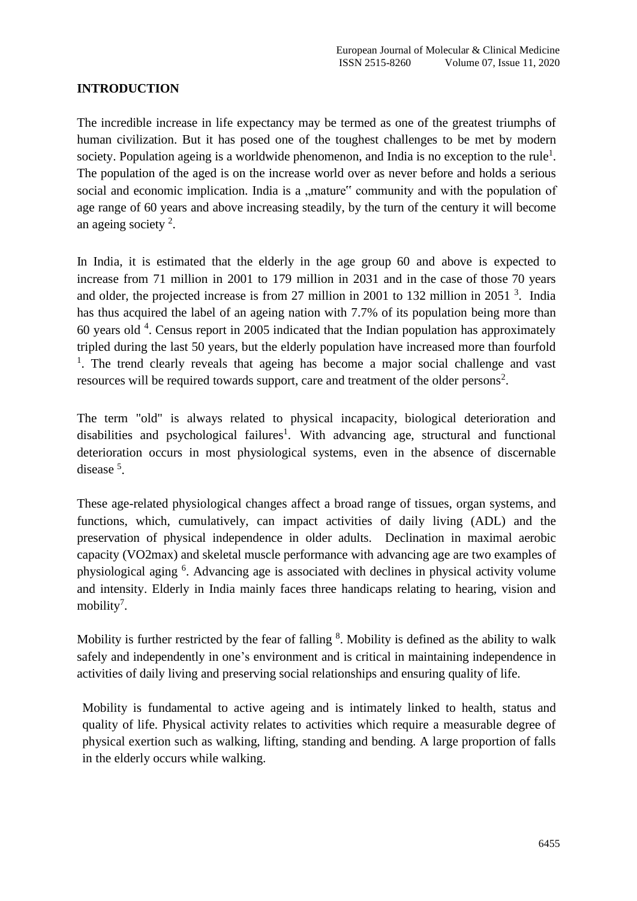## INTRODUCTION

The incredible increase in life expectancy may be termed as one of the greatest triumphs of human civilization. But it has posed one of the toughest challenges to be met by modern society. Population ageing is a worldwide phenomenon, and India is no exception to the rule[1]. The population of the aged is on the increase world over as never before and holds a serious social and economic implication. India is a „mature" community and with the population of age range of 60 years and above increasing steadily, by the turn of the century it will become an ageing society [2].

In India, it is estimated that the elderly in the age group 60 and above is expected to increase from 71 million in 2001 to 179 million in 2031 and in the case of those 70 years and older, the projected increase is from 27 million in 2001 to 132 million in 2051 [3]. India has thus acquired the label of an ageing nation with 7.7% of its population being more than 60 years old [4]. Census report in 2005 indicated that the Indian population has approximately tripled during the last 50 years, but the elderly population have increased more than fourfold [1]. The trend clearly reveals that ageing has become a major social challenge and vast resources will be required towards support, care and treatment of the older persons[2].

The term "old" is always related to physical incapacity, biological deterioration and disabilities and psychological failures[1]. With advancing age, structural and functional deterioration occurs in most physiological systems, even in the absence of discernable disease [5].

These age-related physiological changes affect a broad range of tissues, organ systems, and functions, which, cumulatively, can impact activities of daily living (ADL) and the preservation of physical independence in older adults. Declination in maximal aerobic capacity (VO2max) and skeletal muscle performance with advancing age are two examples of physiological aging [6]. Advancing age is associated with declines in physical activity volume and intensity. Elderly in India mainly faces three handicaps relating to hearing, vision and mobility[7].

Mobility is further restricted by the fear of falling [8]. Mobility is defined as the ability to walk safely and independently in one's environment and is critical in maintaining independence in activities of daily living and preserving social relationships and ensuring quality of life.

Mobility is fundamental to active ageing and is intimately linked to health, status and quality of life. Physical activity relates to activities which require a measurable degree of physical exertion such as walking, lifting, standing and bending. A large proportion of falls in the elderly occurs while walking.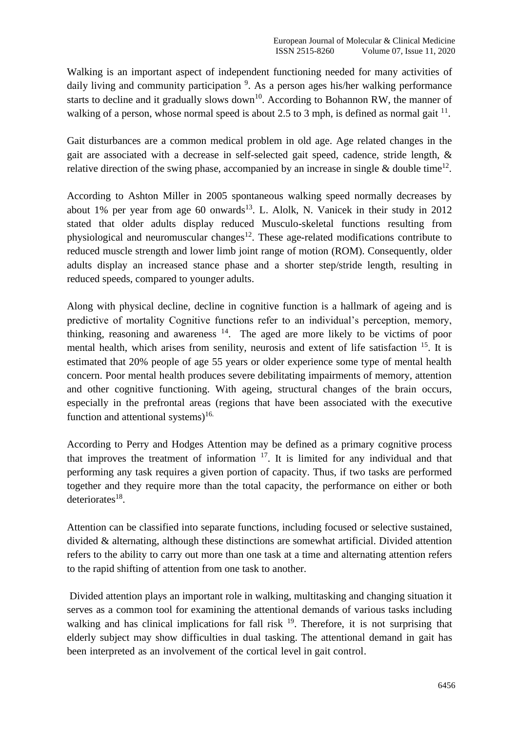Walking is an important aspect of independent functioning needed for many activities of daily living and community participation [9]. As a person ages his/her walking performance starts to decline and it gradually slows down[10]. According to Bohannon RW, the manner of walking of a person, whose normal speed is about 2.5 to 3 mph, is defined as normal gait [11].

Gait disturbances are a common medical problem in old age. Age related changes in the gait are associated with a decrease in self-selected gait speed, cadence, stride length, & relative direction of the swing phase, accompanied by an increase in single & double time[12].

According to Ashton Miller in 2005 spontaneous walking speed normally decreases by about 1% per year from age 60 onwards[13]. L. Alolk, N. Vanicek in their study in 2012 stated that older adults display reduced Musculo-skeletal functions resulting from physiological and neuromuscular changes[12]. These age-related modifications contribute to reduced muscle strength and lower limb joint range of motion (ROM). Consequently, older adults display an increased stance phase and a shorter step/stride length, resulting in reduced speeds, compared to younger adults.

Along with physical decline, decline in cognitive function is a hallmark of ageing and is predictive of mortality Cognitive functions refer to an individual's perception, memory, thinking, reasoning and awareness [14]. The aged are more likely to be victims of poor mental health, which arises from senility, neurosis and extent of life satisfaction [15]. It is estimated that 20% people of age 55 years or older experience some type of mental health concern. Poor mental health produces severe debilitating impairments of memory, attention and other cognitive functioning. With ageing, structural changes of the brain occurs, especially in the prefrontal areas (regions that have been associated with the executive function and attentional systems)[16.]

According to Perry and Hodges Attention may be defined as a primary cognitive process that improves the treatment of information [17]. It is limited for any individual and that performing any task requires a given portion of capacity. Thus, if two tasks are performed together and they require more than the total capacity, the performance on either or both deteriorates[18].

Attention can be classified into separate functions, including focused or selective sustained, divided & alternating, although these distinctions are somewhat artificial. Divided attention refers to the ability to carry out more than one task at a time and alternating attention refers to the rapid shifting of attention from one task to another.

Divided attention plays an important role in walking, multitasking and changing situation it serves as a common tool for examining the attentional demands of various tasks including walking and has clinical implications for fall risk [19]. Therefore, it is not surprising that elderly subject may show difficulties in dual tasking. The attentional demand in gait has been interpreted as an involvement of the cortical level in gait control.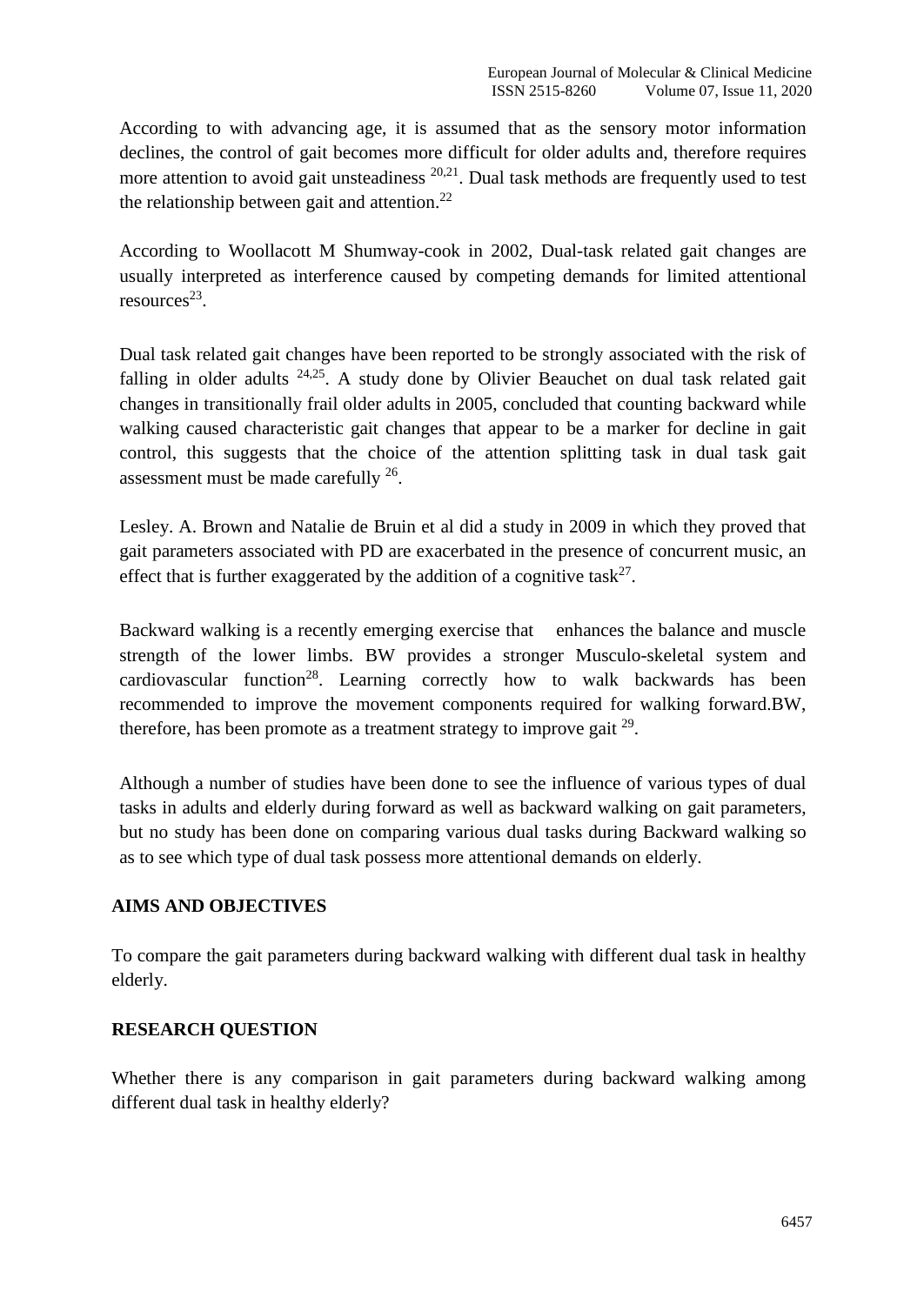According to with advancing age, it is assumed that as the sensory motor information declines, the control of gait becomes more difficult for older adults and, therefore requires more attention to avoid gait unsteadiness [20,21]. Dual task methods are frequently used to test the relationship between gait and attention.[22]

According to Woollacott M Shumway-cook in 2002, Dual-task related gait changes are usually interpreted as interference caused by competing demands for limited attentional resources[23].

Dual task related gait changes have been reported to be strongly associated with the risk of falling in older adults [24,25]. A study done by Olivier Beauchet on dual task related gait changes in transitionally frail older adults in 2005, concluded that counting backward while walking caused characteristic gait changes that appear to be a marker for decline in gait control, this suggests that the choice of the attention splitting task in dual task gait assessment must be made carefully [26].

Lesley. A. Brown and Natalie de Bruin et al did a study in 2009 in which they proved that gait parameters associated with PD are exacerbated in the presence of concurrent music, an effect that is further exaggerated by the addition of a cognitive task[27].

Backward walking is a recently emerging exercise that enhances the balance and muscle strength of the lower limbs. BW provides a stronger Musculo-skeletal system and cardiovascular function[28]. Learning correctly how to walk backwards has been recommended to improve the movement components required for walking forward.BW, therefore, has been promote as a treatment strategy to improve gait [29].

Although a number of studies have been done to see the influence of various types of dual tasks in adults and elderly during forward as well as backward walking on gait parameters, but no study has been done on comparing various dual tasks during Backward walking so as to see which type of dual task possess more attentional demands on elderly.

## AIMS AND OBJECTIVES

To compare the gait parameters during backward walking with different dual task in healthy elderly.

## RESEARCH QUESTION

Whether there is any comparison in gait parameters during backward walking among different dual task in healthy elderly?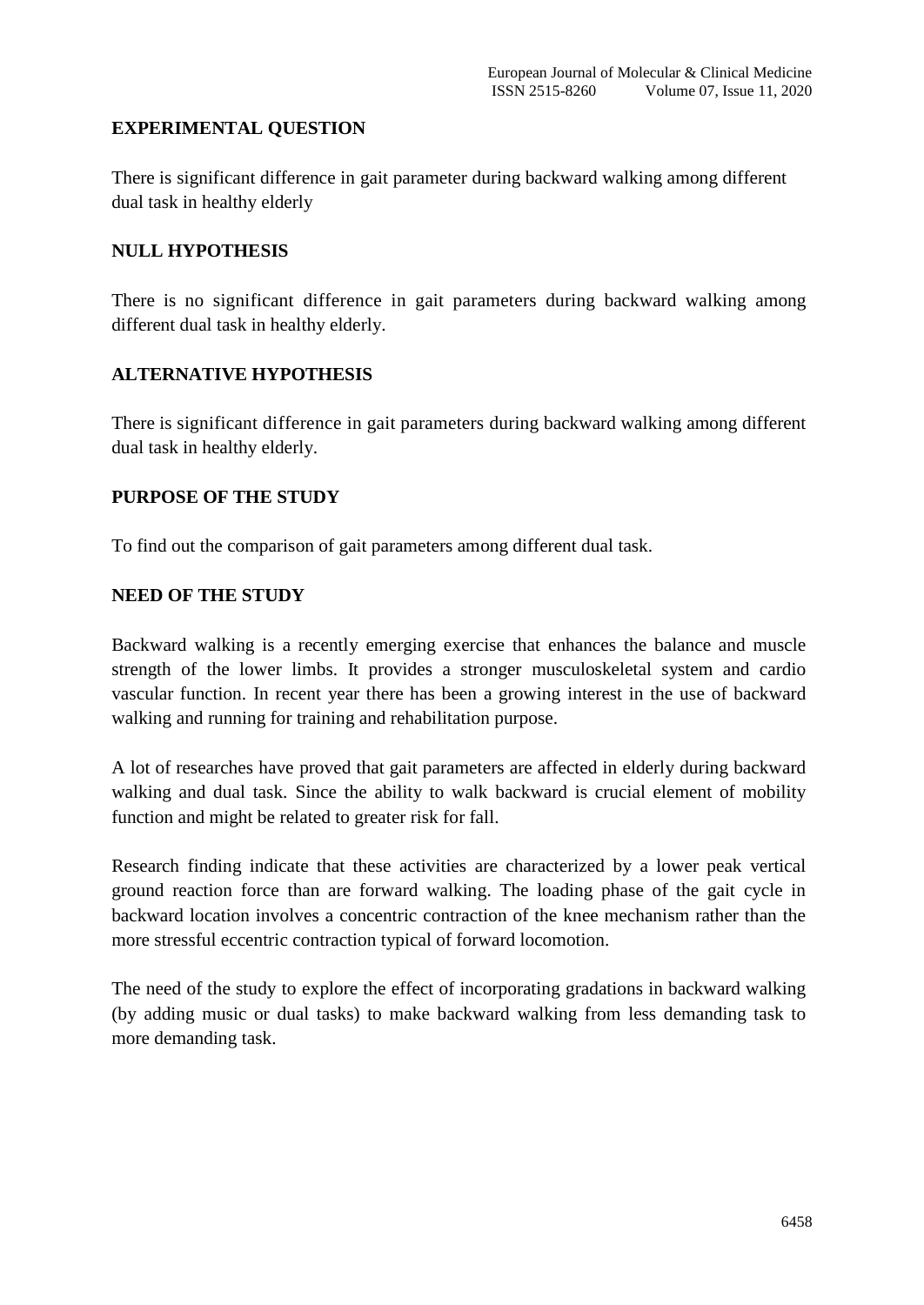**EXPERIMENTAL QUESTION**

There is significant difference in gait parameter during backward walking among different dual task in healthy elderly

**NULL HYPOTHESIS**

There is no significant difference in gait parameters during backward walking among different dual task in healthy elderly.

**ALTERNATIVE HYPOTHESIS**

There is significant difference in gait parameters during backward walking among different dual task in healthy elderly.

**PURPOSE OF THE STUDY**

To find out the comparison of gait parameters among different dual task.

**NEED OF THE STUDY**

Backward walking is a recently emerging exercise that enhances the balance and muscle strength of the lower limbs. It provides a stronger musculoskeletal system and cardio vascular function. In recent year there has been a growing interest in the use of backward walking and running for training and rehabilitation purpose.

A lot of researches have proved that gait parameters are affected in elderly during backward walking and dual task. Since the ability to walk backward is crucial element of mobility function and might be related to greater risk for fall.

Research finding indicate that these activities are characterized by a lower peak vertical ground reaction force than are forward walking. The loading phase of the gait cycle in backward location involves a concentric contraction of the knee mechanism rather than the more stressful eccentric contraction typical of forward locomotion.

The need of the study to explore the effect of incorporating gradations in backward walking (by adding music or dual tasks) to make backward walking from less demanding task to more demanding task.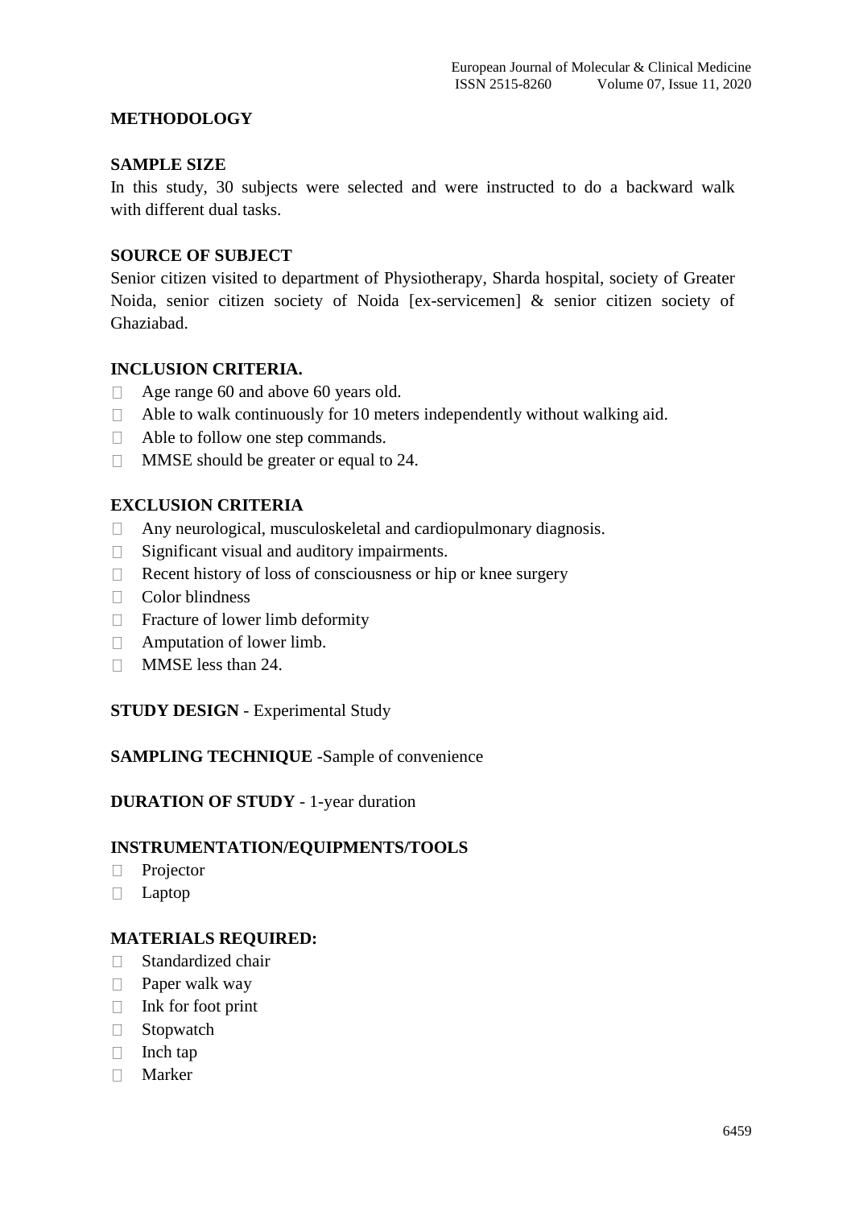## METHODOLOGY

### SAMPLE SIZE

In this study, 30 subjects were selected and were instructed to do a backward walk with different dual tasks.

### SOURCE OF SUBJECT

Senior citizen visited to department of Physiotherapy, Sharda hospital, society of Greater Noida, senior citizen society of Noida [ex-servicemen] & senior citizen society of Ghaziabad.

### INCLUSION CRITERIA.

- Age range 60 and above 60 years old.
- Able to walk continuously for 10 meters independently without walking aid.
- Able to follow one step commands.
- MMSE should be greater or equal to 24.

### EXCLUSION CRITERIA

- Any neurological, musculoskeletal and cardiopulmonary diagnosis.
- Significant visual and auditory impairments.
- Recent history of loss of consciousness or hip or knee surgery
- Color blindness
- Fracture of lower limb deformity
- Amputation of lower limb.
- MMSE less than 24.

**STUDY DESIGN** - Experimental Study

**SAMPLING TECHNIQUE** -Sample of convenience

**DURATION OF STUDY** - 1-year duration

### INSTRUMENTATION/EQUIPMENTS/TOOLS

- Projector
- Laptop

### MATERIALS REQUIRED:

- Standardized chair
- Paper walk way
- Ink for foot print
- Stopwatch
- Inch tap
- Marker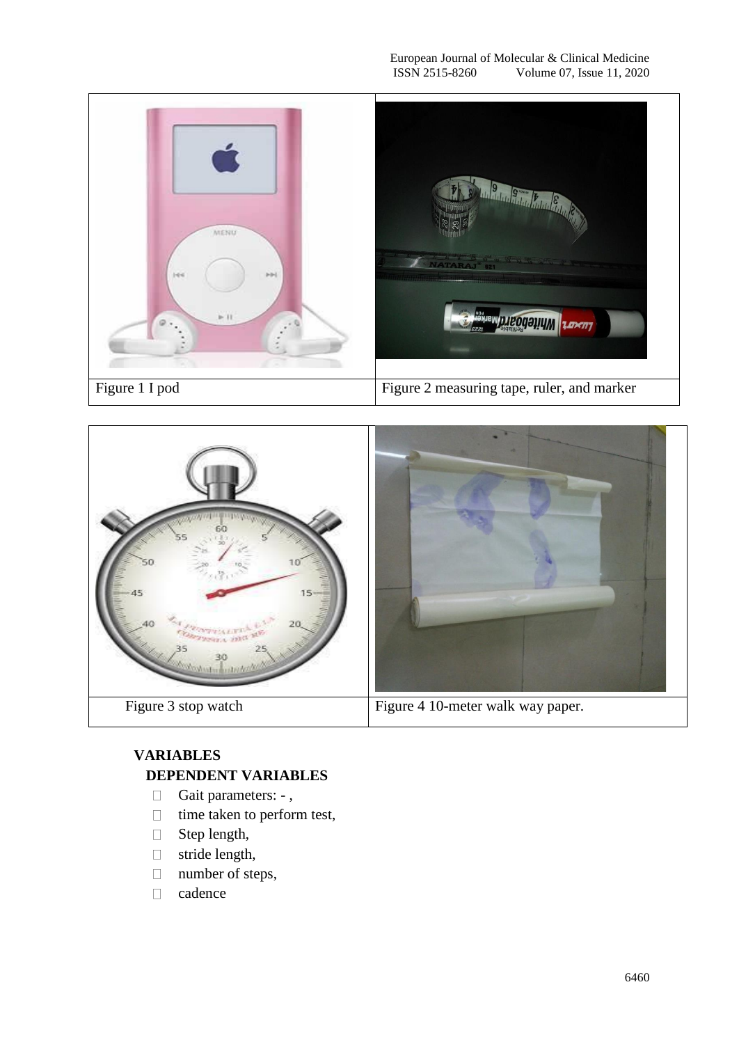| Figure 1 I pod | Figure 2 measuring tape, ruler, and marker |
|---|---|

| Figure 3 stop watch | Figure 4 10-meter walk way paper. |
|---|---|

## VARIABLES

### DEPENDENT VARIABLES

- Gait parameters: - ,
- time taken to perform test,
- Step length,
- stride length,
- number of steps,
- cadence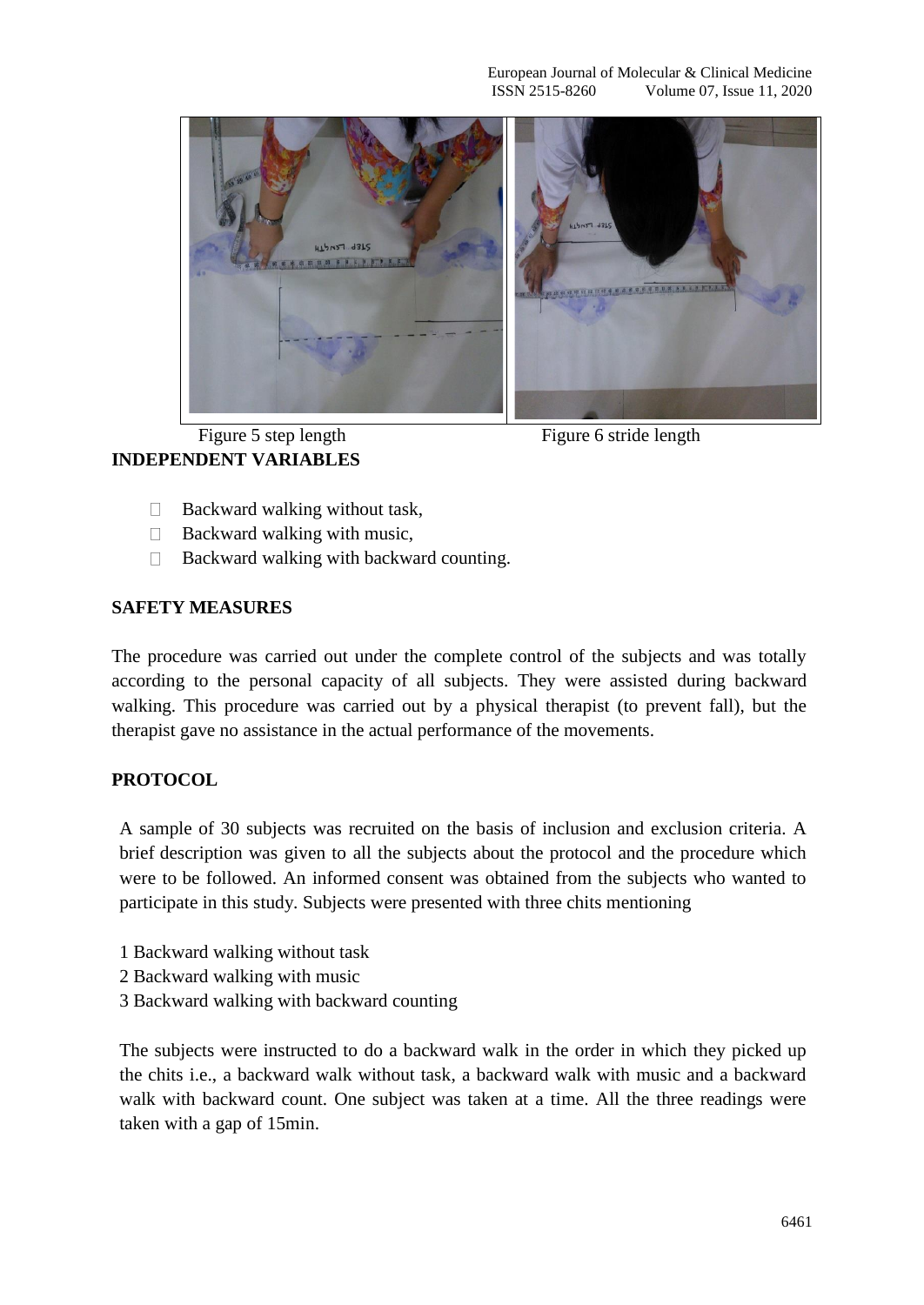Figure 5 step length

Figure 6 stride length

**INDEPENDENT VARIABLES**

- Backward walking without task,
- Backward walking with music,
- Backward walking with backward counting.

**SAFETY MEASURES**

The procedure was carried out under the complete control of the subjects and was totally according to the personal capacity of all subjects. They were assisted during backward walking. This procedure was carried out by a physical therapist (to prevent fall), but the therapist gave no assistance in the actual performance of the movements.

**PROTOCOL**

A sample of 30 subjects was recruited on the basis of inclusion and exclusion criteria. A brief description was given to all the subjects about the protocol and the procedure which were to be followed. An informed consent was obtained from the subjects who wanted to participate in this study. Subjects were presented with three chits mentioning

1 Backward walking without task
2 Backward walking with music
3 Backward walking with backward counting

The subjects were instructed to do a backward walk in the order in which they picked up the chits i.e., a backward walk without task, a backward walk with music and a backward walk with backward count. One subject was taken at a time. All the three readings were taken with a gap of 15min.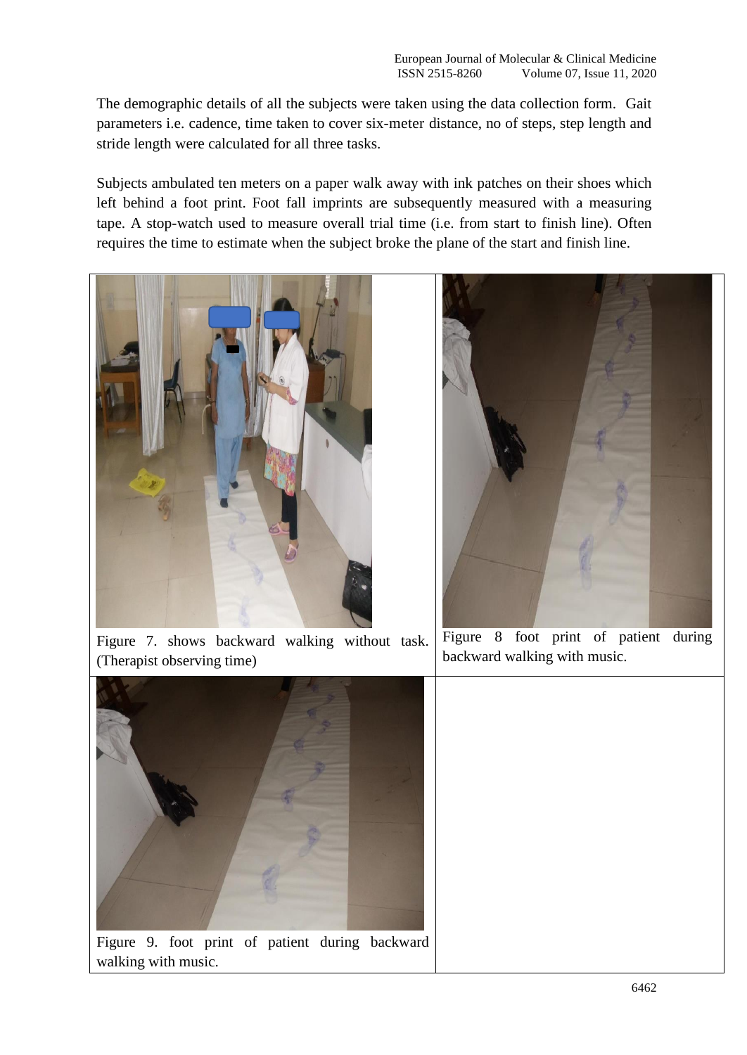The demographic details of all the subjects were taken using the data collection form. Gait parameters i.e. cadence, time taken to cover six-meter distance, no of steps, step length and stride length were calculated for all three tasks.

Subjects ambulated ten meters on a paper walk away with ink patches on their shoes which left behind a foot print. Foot fall imprints are subsequently measured with a measuring tape. A stop-watch used to measure overall trial time (i.e. from start to finish line). Often requires the time to estimate when the subject broke the plane of the start and finish line.

Figure 7. shows backward walking without task. (Therapist observing time)

Figure 8 foot print of patient during backward walking with music.

Figure 9. foot print of patient during backward walking with music.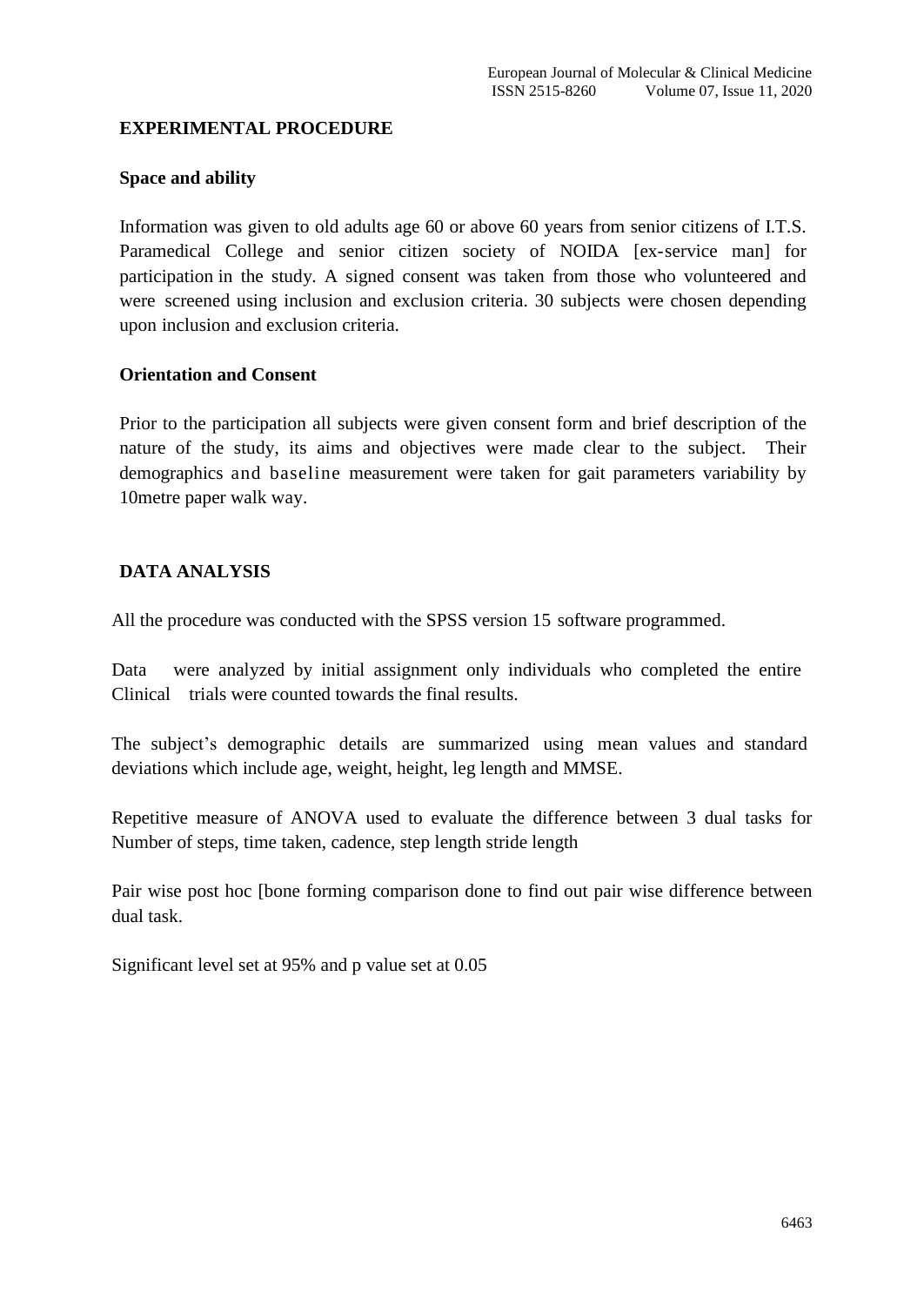## EXPERIMENTAL PROCEDURE

### Space and ability

Information was given to old adults age 60 or above 60 years from senior citizens of I.T.S. Paramedical College and senior citizen society of NOIDA [ex-service man] for participation in the study. A signed consent was taken from those who volunteered and were screened using inclusion and exclusion criteria. 30 subjects were chosen depending upon inclusion and exclusion criteria.

### Orientation and Consent

Prior to the participation all subjects were given consent form and brief description of the nature of the study, its aims and objectives were made clear to the subject. Their demographics and baseline measurement were taken for gait parameters variability by 10metre paper walk way.

## DATA ANALYSIS

All the procedure was conducted with the SPSS version 15 software programmed.

Data were analyzed by initial assignment only individuals who completed the entire Clinical trials were counted towards the final results.

The subject's demographic details are summarized using mean values and standard deviations which include age, weight, height, leg length and MMSE.

Repetitive measure of ANOVA used to evaluate the difference between 3 dual tasks for Number of steps, time taken, cadence, step length stride length

Pair wise post hoc [bone forming comparison done to find out pair wise difference between dual task.

Significant level set at 95% and p value set at 0.05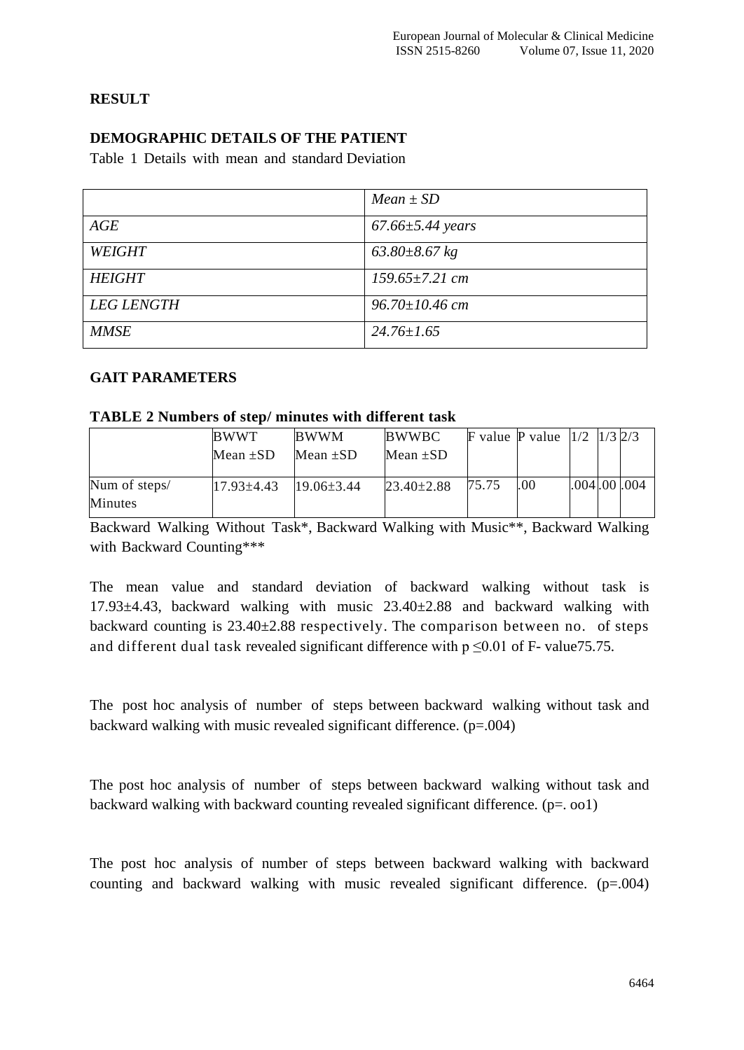## RESULT

### DEMOGRAPHIC DETAILS OF THE PATIENT

Table 1 Details with mean and standard Deviation

| | *Mean ± SD* |
|---|---|
| *AGE* | *67.66±5.44 years* |
| *WEIGHT* | *63.80±8.67 kg* |
| *HEIGHT* | *159.65±7.21 cm* |
| *LEG LENGTH* | *96.70±10.46 cm* |
| *MMSE* | *24.76±1.65* |

### GAIT PARAMETERS

**TABLE 2 Numbers of step/ minutes with different task**

| | BWWT Mean ±SD | BWWM Mean ±SD | BWWBC Mean ±SD | F value | P value | 1/2 | 1/3 | 2/3 |
|---|---|---|---|---|---|---|---|---|
| Num of steps/ Minutes | 17.93±4.43 | 19.06±3.44 | 23.40±2.88 | 75.75 | .00 | .004 | .00 | .004 |

Backward Walking Without Task*, Backward Walking with Music**, Backward Walking with Backward Counting***

The mean value and standard deviation of backward walking without task is 17.93±4.43, backward walking with music 23.40±2.88 and backward walking with backward counting is 23.40±2.88 respectively. The comparison between no. of steps and different dual task revealed significant difference with $p \leq 0.01$ of F- value75.75.

The post hoc analysis of number of steps between backward walking without task and backward walking with music revealed significant difference. (p=.004)

The post hoc analysis of number of steps between backward walking without task and backward walking with backward counting revealed significant difference. (p=. oo1)

The post hoc analysis of number of steps between backward walking with backward counting and backward walking with music revealed significant difference. (p=.004)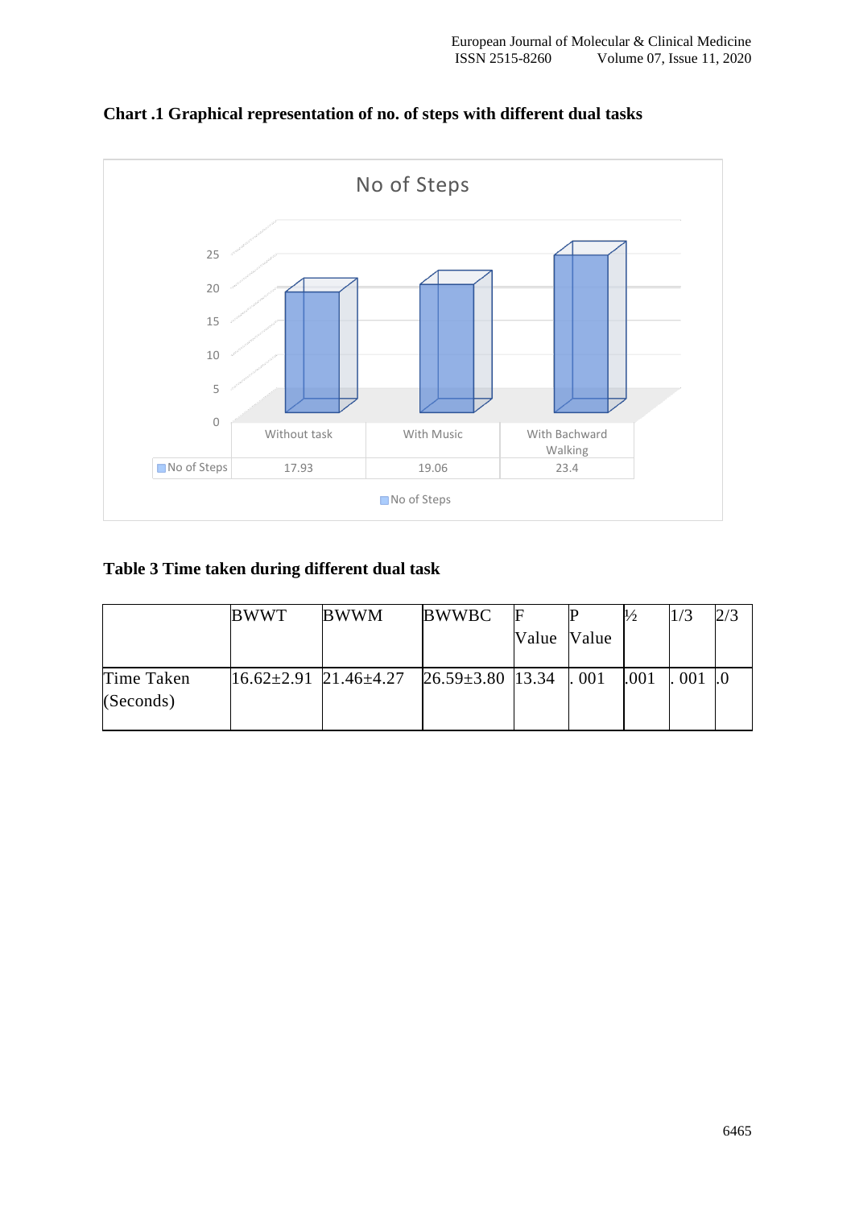**Chart .1 Graphical representation of no. of steps with different dual tasks**

| | Without task | With Music | With Bachward Walking |
|---|---|---|---|
| No of Steps | 17.93 | 19.06 | 23.4 |

**Table 3 Time taken during different dual task**

| | BWWT | BWWM | BWWBC | F Value | P Value | ½ | 1/3 | 2/3 |
|---|---|---|---|---|---|---|---|---|
| Time Taken (Seconds) | 16.62±2.91 | 21.46±4.27 | 26.59±3.80 | 13.34 | . 001 | .001 | . 001 | .0 |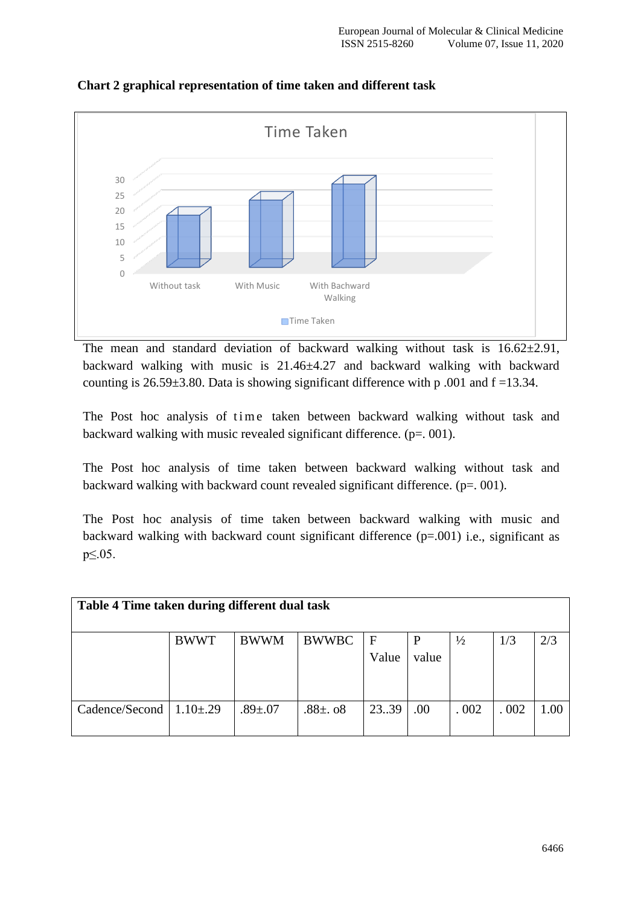**Chart 2 graphical representation of time taken and different task**

The mean and standard deviation of backward walking without task is 16.62±2.91, backward walking with music is 21.46±4.27 and backward walking with backward counting is 26.59±3.80. Data is showing significant difference with p .001 and f =13.34.

The Post hoc analysis of time taken between backward walking without task and backward walking with music revealed significant difference. (p=. 001).

The Post hoc analysis of time taken between backward walking without task and backward walking with backward count revealed significant difference. (p=. 001).

The Post hoc analysis of time taken between backward walking with music and backward walking with backward count significant difference (p=.001) i.e., significant as p≤.05.

**Table 4 Time taken during different dual task**

| | BWWT | BWWM | BWWBC | F Value | P value | ½ | 1/3 | 2/3 |
|---|---|---|---|---|---|---|---|---|
| Cadence/Second | 1.10±.29 | .89±.07 | .88±. o8 | 23..39 | .00 | . 002 | . 002 | 1.00 |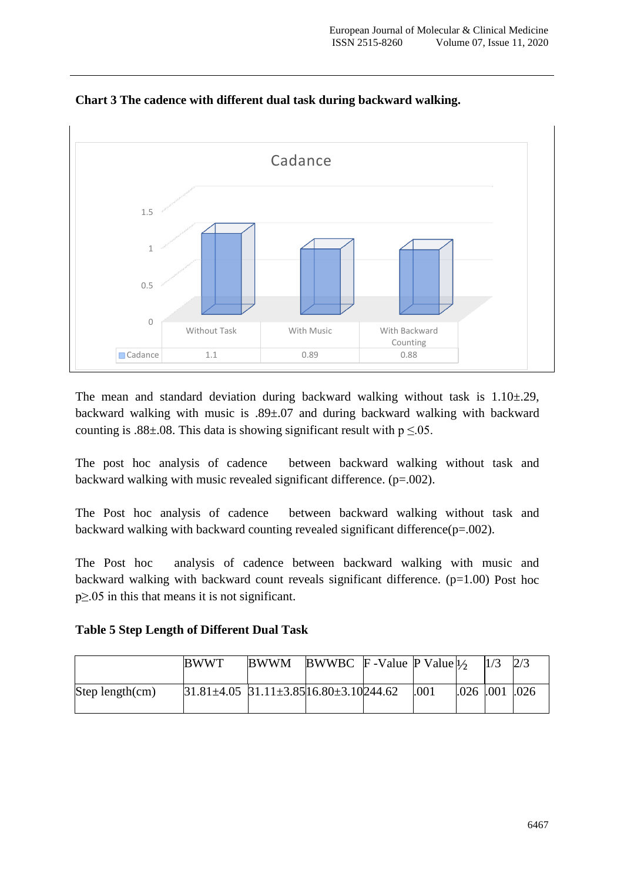**Chart 3 The cadence with different dual task during backward walking.**

| | Without Task | With Music | With Backward Counting |
|---|---|---|---|
| Cadance | 1.1 | 0.89 | 0.88 |

The mean and standard deviation during backward walking without task is 1.10±.29, backward walking with music is .89±.07 and during backward walking with backward counting is .88±.08. This data is showing significant result with $p \leq .05$.

The post hoc analysis of cadence between backward walking without task and backward walking with music revealed significant difference. (p=.002).

The Post hoc analysis of cadence between backward walking without task and backward walking with backward counting revealed significant difference(p=.002).

The Post hoc analysis of cadence between backward walking with music and backward walking with backward count reveals significant difference. (p=1.00) Post hoc $p \geq .05$ in this that means it is not significant.

**Table 5 Step Length of Different Dual Task**

| | BWWT | BWWM | BWWBC | F -Value | P Value | 1/2 | 1/3 | 2/3 |
|---|---|---|---|---|---|---|---|---|
| Step length(cm) | 31.81±4.05 | 31.11±3.85 | 16.80±3.10 | 244.62 | .001 | .026 | .001 | .026 |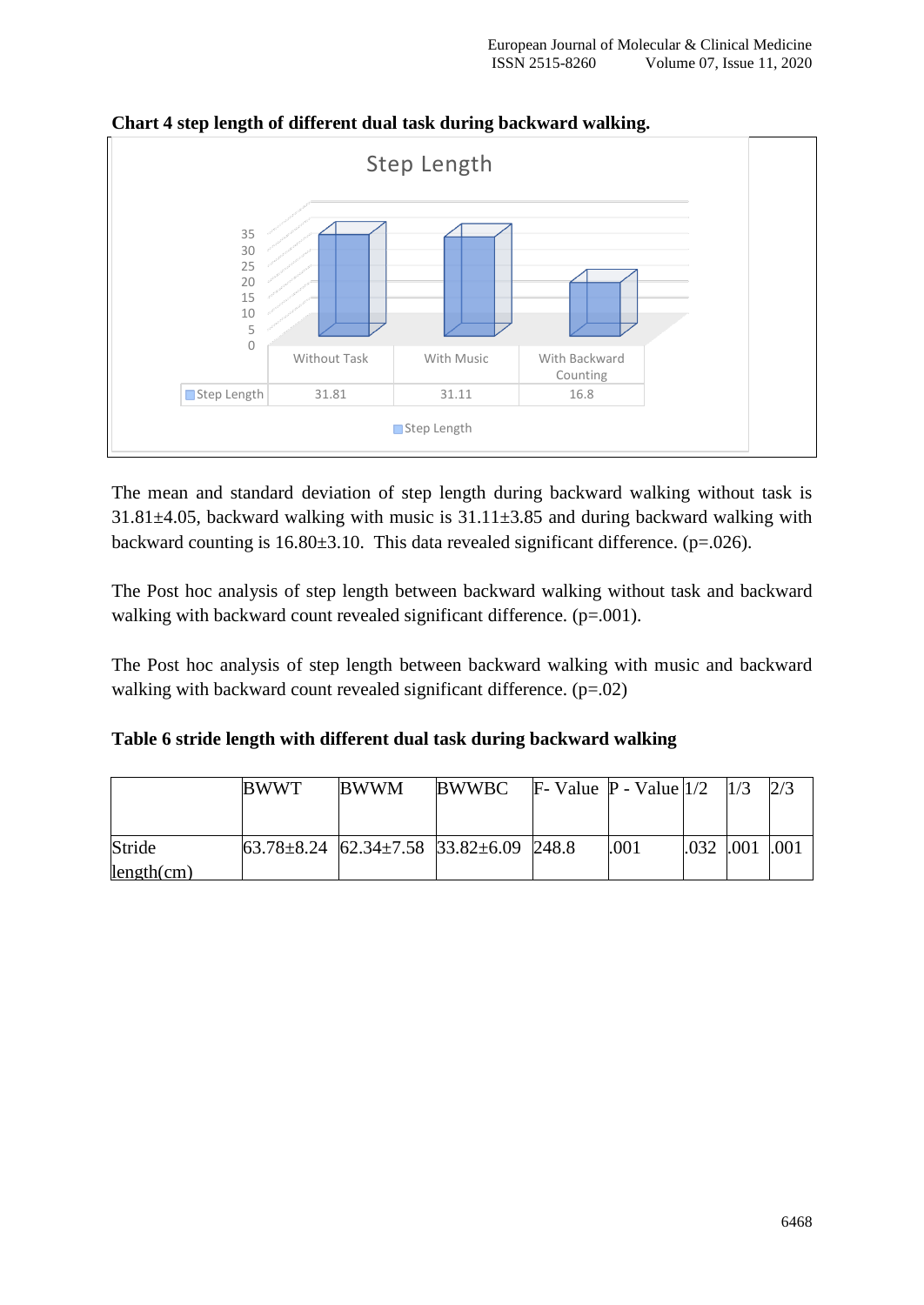**Chart 4 step length of different dual task during backward walking.**

| | Without Task | With Music | With Backward Counting |
|---|---|---|---|
| Step Length | 31.81 | 31.11 | 16.8 |

The mean and standard deviation of step length during backward walking without task is 31.81±4.05, backward walking with music is 31.11±3.85 and during backward walking with backward counting is 16.80±3.10. This data revealed significant difference. (p=.026).

The Post hoc analysis of step length between backward walking without task and backward walking with backward count revealed significant difference. (p=.001).

The Post hoc analysis of step length between backward walking with music and backward walking with backward count revealed significant difference. (p=.02)

**Table 6 stride length with different dual task during backward walking**

| | BWWT | BWWM | BWWBC | F- Value | P - Value | 1/2 | 1/3 | 2/3 |
|---|---|---|---|---|---|---|---|---|
| Stride length(cm) | 63.78±8.24 | 62.34±7.58 | 33.82±6.09 | 248.8 | .001 | .032 | .001 | .001 |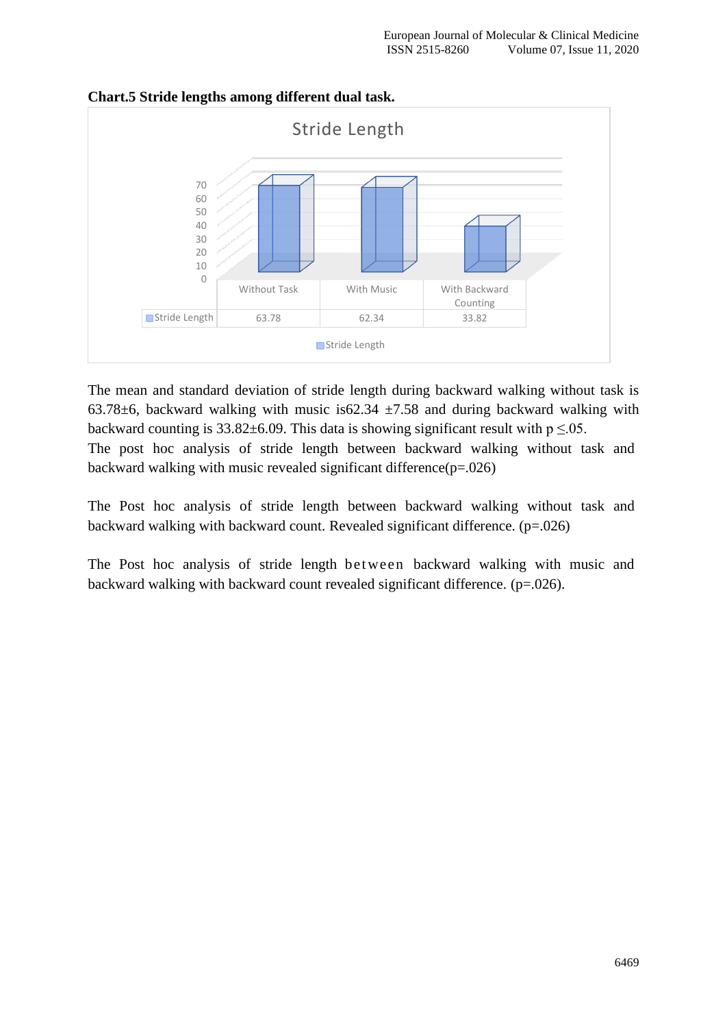**Chart.5 Stride lengths among different dual task.**

| | Without Task | With Music | With Backward Counting |
|---|---|---|---|
| Stride Length | 63.78 | 62.34 | 33.82 |

The mean and standard deviation of stride length during backward walking without task is 63.78±6, backward walking with music is62.34 ±7.58 and during backward walking with backward counting is 33.82±6.09. This data is showing significant result with p ≤.05.

The post hoc analysis of stride length between backward walking without task and backward walking with music revealed significant difference(p=.026)

The Post hoc analysis of stride length between backward walking without task and backward walking with backward count. Revealed significant difference. (p=.026)

The Post hoc analysis of stride length between backward walking with music and backward walking with backward count revealed significant difference. (p=.026).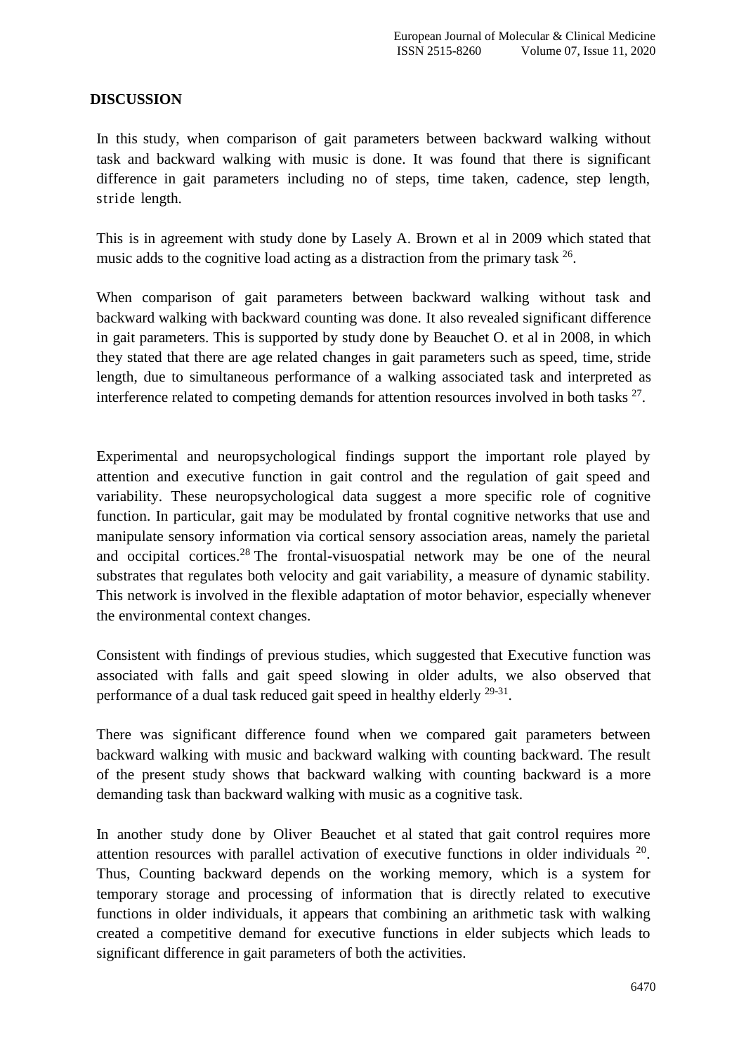## DISCUSSION

In this study, when comparison of gait parameters between backward walking without task and backward walking with music is done. It was found that there is significant difference in gait parameters including no of steps, time taken, cadence, step length, stride length.

This is in agreement with study done by Lasely A. Brown et al in 2009 which stated that music adds to the cognitive load acting as a distraction from the primary task [26].

When comparison of gait parameters between backward walking without task and backward walking with backward counting was done. It also revealed significant difference in gait parameters. This is supported by study done by Beauchet O. et al in 2008, in which they stated that there are age related changes in gait parameters such as speed, time, stride length, due to simultaneous performance of a walking associated task and interpreted as interference related to competing demands for attention resources involved in both tasks [27].

Experimental and neuropsychological findings support the important role played by attention and executive function in gait control and the regulation of gait speed and variability. These neuropsychological data suggest a more specific role of cognitive function. In particular, gait may be modulated by frontal cognitive networks that use and manipulate sensory information via cortical sensory association areas, namely the parietal and occipital cortices.[28] The frontal-visuospatial network may be one of the neural substrates that regulates both velocity and gait variability, a measure of dynamic stability. This network is involved in the flexible adaptation of motor behavior, especially whenever the environmental context changes.

Consistent with findings of previous studies, which suggested that Executive function was associated with falls and gait speed slowing in older adults, we also observed that performance of a dual task reduced gait speed in healthy elderly [29-31].

There was significant difference found when we compared gait parameters between backward walking with music and backward walking with counting backward. The result of the present study shows that backward walking with counting backward is a more demanding task than backward walking with music as a cognitive task.

In another study done by Oliver Beauchet et al stated that gait control requires more attention resources with parallel activation of executive functions in older individuals [20]. Thus, Counting backward depends on the working memory, which is a system for temporary storage and processing of information that is directly related to executive functions in older individuals, it appears that combining an arithmetic task with walking created a competitive demand for executive functions in elder subjects which leads to significant difference in gait parameters of both the activities.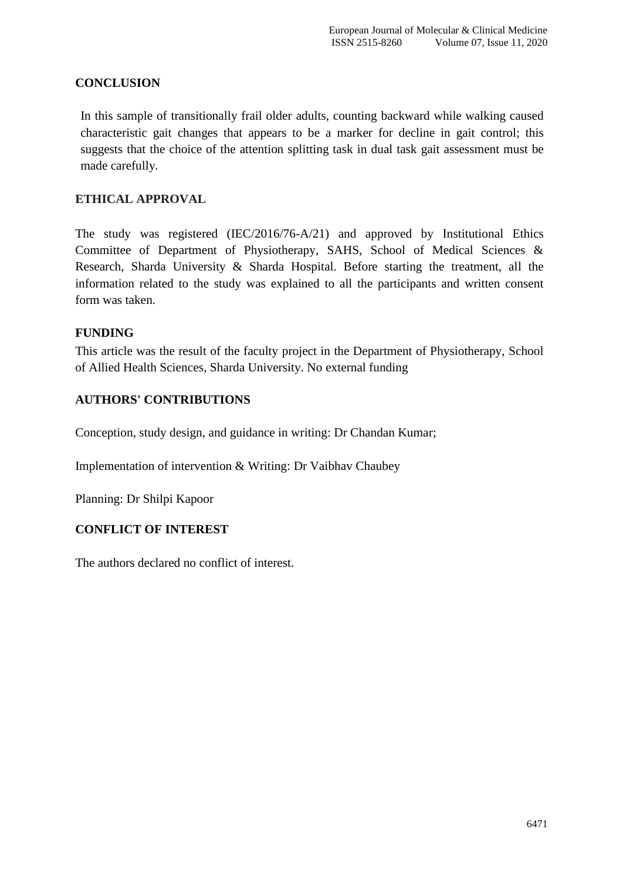## CONCLUSION

In this sample of transitionally frail older adults, counting backward while walking caused characteristic gait changes that appears to be a marker for decline in gait control; this suggests that the choice of the attention splitting task in dual task gait assessment must be made carefully.

## ETHICAL APPROVAL

The study was registered (IEC/2016/76-A/21) and approved by Institutional Ethics Committee of Department of Physiotherapy, SAHS, School of Medical Sciences & Research, Sharda University & Sharda Hospital. Before starting the treatment, all the information related to the study was explained to all the participants and written consent form was taken.

## FUNDING

This article was the result of the faculty project in the Department of Physiotherapy, School of Allied Health Sciences, Sharda University. No external funding

## AUTHORS' CONTRIBUTIONS

Conception, study design, and guidance in writing: Dr Chandan Kumar;

Implementation of intervention & Writing: Dr Vaibhav Chaubey

Planning: Dr Shilpi Kapoor

## CONFLICT OF INTEREST

The authors declared no conflict of interest.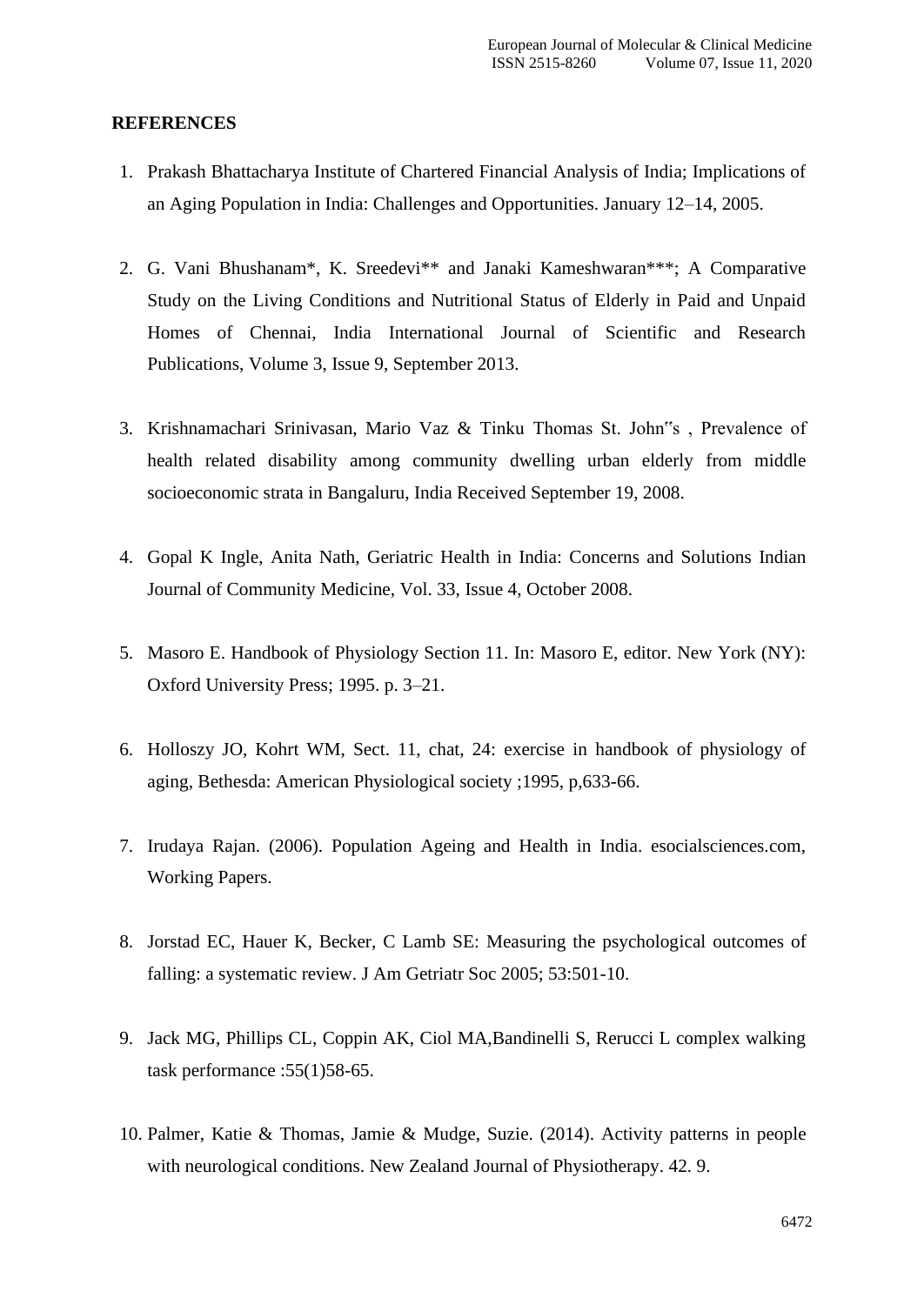## REFERENCES

1. Prakash Bhattacharya Institute of Chartered Financial Analysis of India; Implications of an Aging Population in India: Challenges and Opportunities. January 12–14, 2005.

2. G. Vani Bhushanam*, K. Sreedevi** and Janaki Kameshwaran***; A Comparative Study on the Living Conditions and Nutritional Status of Elderly in Paid and Unpaid Homes of Chennai, India International Journal of Scientific and Research Publications, Volume 3, Issue 9, September 2013.

3. Krishnamachari Srinivasan, Mario Vaz & Tinku Thomas St. John‟s , Prevalence of health related disability among community dwelling urban elderly from middle socioeconomic strata in Bangaluru, India Received September 19, 2008.

4. Gopal K Ingle, Anita Nath, Geriatric Health in India: Concerns and Solutions Indian Journal of Community Medicine, Vol. 33, Issue 4, October 2008.

5. Masoro E. Handbook of Physiology Section 11. In: Masoro E, editor. New York (NY): Oxford University Press; 1995. p. 3–21.

6. Holloszy JO, Kohrt WM, Sect. 11, chat, 24: exercise in handbook of physiology of aging, Bethesda: American Physiological society ;1995, p,633-66.

7. Irudaya Rajan. (2006). Population Ageing and Health in India. esocialsciences.com, Working Papers.

8. Jorstad EC, Hauer K, Becker, C Lamb SE: Measuring the psychological outcomes of falling: a systematic review. J Am Getriatr Soc 2005; 53:501-10.

9. Jack MG, Phillips CL, Coppin AK, Ciol MA,Bandinelli S, Rerucci L complex walking task performance :55(1)58-65.

10. Palmer, Katie & Thomas, Jamie & Mudge, Suzie. (2014). Activity patterns in people with neurological conditions. New Zealand Journal of Physiotherapy. 42. 9.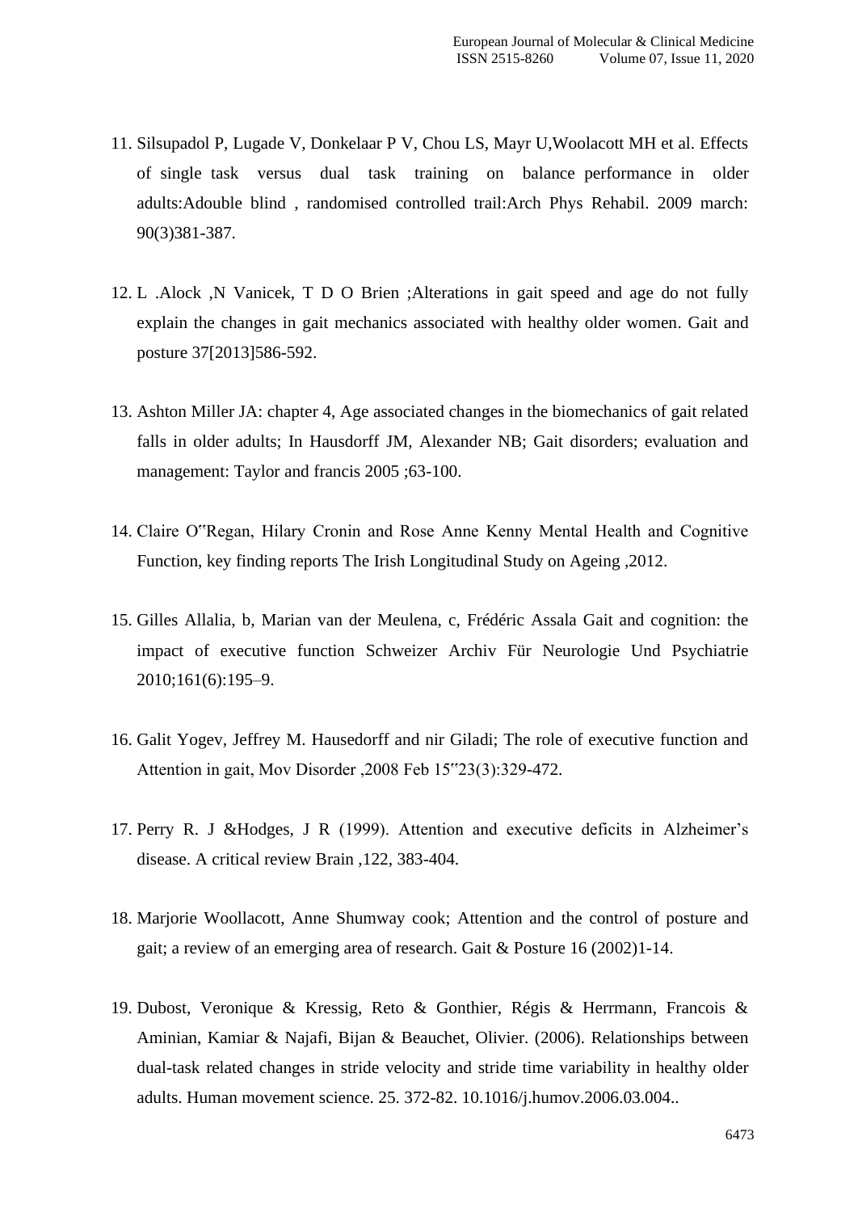11. Silsupadol P, Lugade V, Donkelaar P V, Chou LS, Mayr U,Woolacott MH et al. Effects of single task versus dual task training on balance performance in older adults:Adouble blind , randomised controlled trail:Arch Phys Rehabil. 2009 march: 90(3)381-387.

12. L .Alock ,N Vanicek, T D O Brien ;Alterations in gait speed and age do not fully explain the changes in gait mechanics associated with healthy older women. Gait and posture 37[2013]586-592.

13. Ashton Miller JA: chapter 4, Age associated changes in the biomechanics of gait related falls in older adults; In Hausdorff JM, Alexander NB; Gait disorders; evaluation and management: Taylor and francis 2005 ;63-100.

14. Claire O‟Regan, Hilary Cronin and Rose Anne Kenny Mental Health and Cognitive Function, key finding reports The Irish Longitudinal Study on Ageing ,2012.

15. Gilles Allalia, b, Marian van der Meulena, c, Frédéric Assala Gait and cognition: the impact of executive function Schweizer Archiv Für Neurologie Und Psychiatrie 2010;161(6):195–9.

16. Galit Yogev, Jeffrey M. Hausedorff and nir Giladi; The role of executive function and Attention in gait, Mov Disorder ,2008 Feb 15‟23(3):329-472.

17. Perry R. J &Hodges, J R (1999). Attention and executive deficits in Alzheimer's disease. A critical review Brain ,122, 383-404.

18. Marjorie Woollacott, Anne Shumway cook; Attention and the control of posture and gait; a review of an emerging area of research. Gait & Posture 16 (2002)1-14.

19. Dubost, Veronique & Kressig, Reto & Gonthier, Régis & Herrmann, Francois & Aminian, Kamiar & Najafi, Bijan & Beauchet, Olivier. (2006). Relationships between dual-task related changes in stride velocity and stride time variability in healthy older adults. Human movement science. 25. 372-82. 10.1016/j.humov.2006.03.004..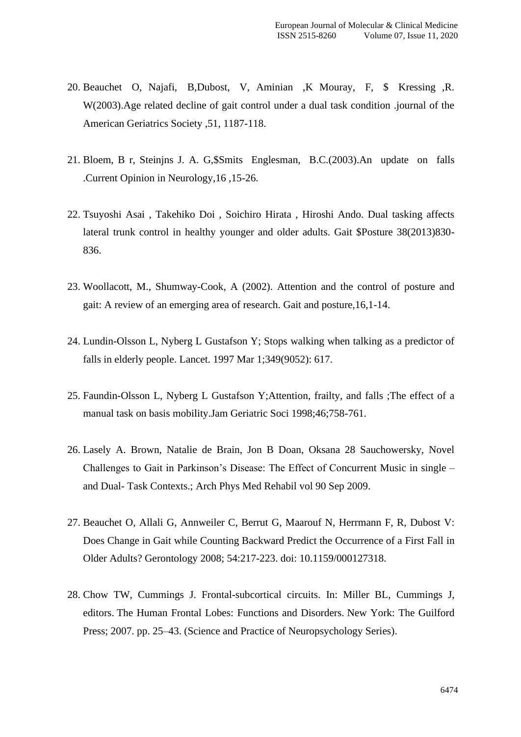20. Beauchet O, Najafi, B,Dubost, V, Aminian ,K Mouray, F, $ Kressing ,R. W(2003).Age related decline of gait control under a dual task condition .journal of the American Geriatrics Society ,51, 1187-118.

21. Bloem, B r, Steinjns J. A. G,$Smits Englesman, B.C.(2003).An update on falls .Current Opinion in Neurology,16 ,15-26.

22. Tsuyoshi Asai , Takehiko Doi , Soichiro Hirata , Hiroshi Ando. Dual tasking affects lateral trunk control in healthy younger and older adults. Gait $Posture 38(2013)830-836.

23. Woollacott, M., Shumway-Cook, A (2002). Attention and the control of posture and gait: A review of an emerging area of research. Gait and posture,16,1-14.

24. Lundin-Olsson L, Nyberg L Gustafson Y; Stops walking when talking as a predictor of falls in elderly people. Lancet. 1997 Mar 1;349(9052): 617.

25. Faundin-Olsson L, Nyberg L Gustafson Y;Attention, frailty, and falls ;The effect of a manual task on basis mobility.Jam Geriatric Soci 1998;46;758-761.

26. Lasely A. Brown, Natalie de Brain, Jon B Doan, Oksana 28 Sauchowersky, Novel Challenges to Gait in Parkinson's Disease: The Effect of Concurrent Music in single – and Dual- Task Contexts.; Arch Phys Med Rehabil vol 90 Sep 2009.

27. Beauchet O, Allali G, Annweiler C, Berrut G, Maarouf N, Herrmann F, R, Dubost V: Does Change in Gait while Counting Backward Predict the Occurrence of a First Fall in Older Adults? Gerontology 2008; 54:217-223. doi: 10.1159/000127318.

28. Chow TW, Cummings J. Frontal-subcortical circuits. In: Miller BL, Cummings J, editors. The Human Frontal Lobes: Functions and Disorders. New York: The Guilford Press; 2007. pp. 25–43. (Science and Practice of Neuropsychology Series).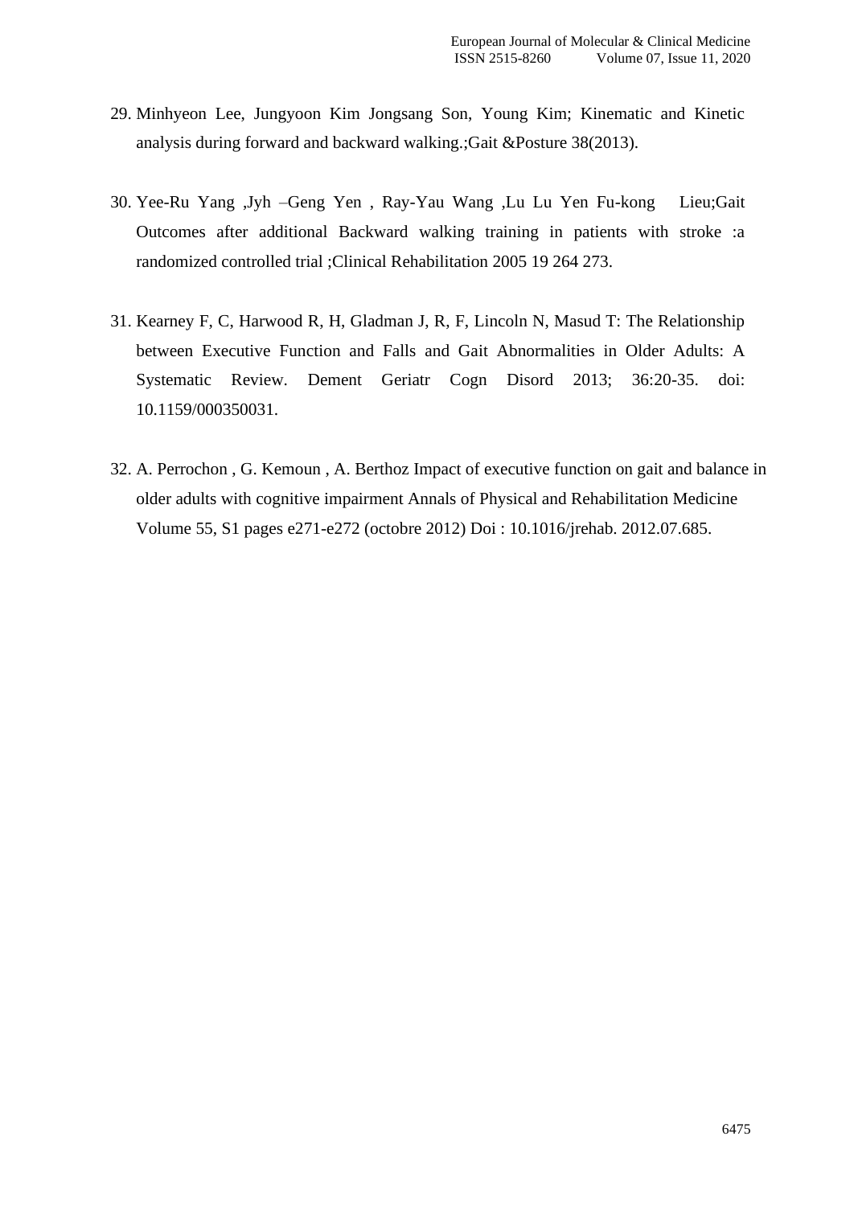29. Minhyeon Lee, Jungyoon Kim Jongsang Son, Young Kim; Kinematic and Kinetic analysis during forward and backward walking.;Gait &Posture 38(2013).

30. Yee-Ru Yang ,Jyh –Geng Yen , Ray-Yau Wang ,Lu Lu Yen Fu-kong Lieu;Gait Outcomes after additional Backward walking training in patients with stroke :a randomized controlled trial ;Clinical Rehabilitation 2005 19 264 273.

31. Kearney F, C, Harwood R, H, Gladman J, R, F, Lincoln N, Masud T: The Relationship between Executive Function and Falls and Gait Abnormalities in Older Adults: A Systematic Review. Dement Geriatr Cogn Disord 2013; 36:20-35. doi: 10.1159/000350031.

32. A. Perrochon , G. Kemoun , A. Berthoz Impact of executive function on gait and balance in older adults with cognitive impairment Annals of Physical and Rehabilitation Medicine Volume 55, S1 pages e271-e272 (octobre 2012) Doi : 10.1016/jrehab. 2012.07.685.